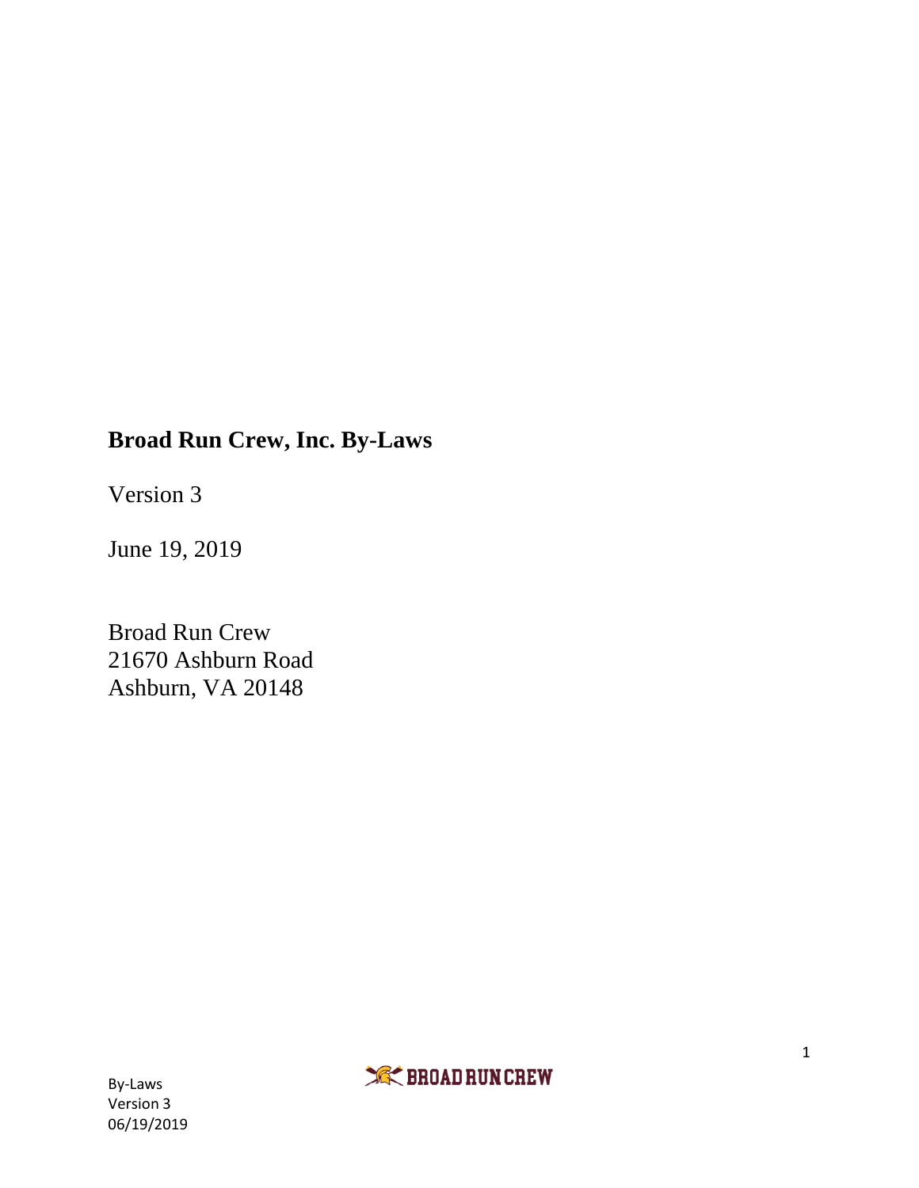# Broad Run Crew, Inc. By-Laws

Version 3

June 19, 2019

Broad Run Crew
21670 Ashburn Road
Ashburn, VA 20148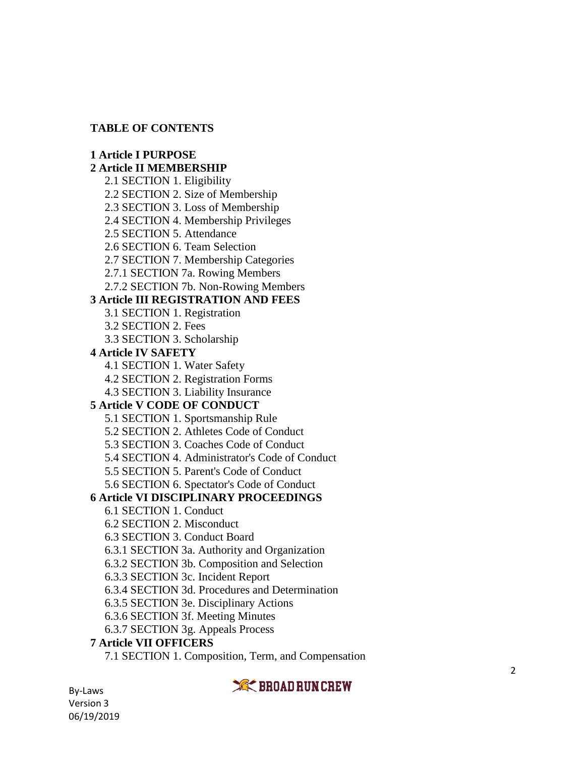**TABLE OF CONTENTS**

**1 Article I PURPOSE**

**2 Article II MEMBERSHIP**

- 2.1 SECTION 1. Eligibility
- 2.2 SECTION 2. Size of Membership
- 2.3 SECTION 3. Loss of Membership
- 2.4 SECTION 4. Membership Privileges
- 2.5 SECTION 5. Attendance
- 2.6 SECTION 6. Team Selection
- 2.7 SECTION 7. Membership Categories
- 2.7.1 SECTION 7a. Rowing Members
- 2.7.2 SECTION 7b. Non-Rowing Members

**3 Article III REGISTRATION AND FEES**

- 3.1 SECTION 1. Registration
- 3.2 SECTION 2. Fees
- 3.3 SECTION 3. Scholarship

**4 Article IV SAFETY**

- 4.1 SECTION 1. Water Safety
- 4.2 SECTION 2. Registration Forms
- 4.3 SECTION 3. Liability Insurance

**5 Article V CODE OF CONDUCT**

- 5.1 SECTION 1. Sportsmanship Rule
- 5.2 SECTION 2. Athletes Code of Conduct
- 5.3 SECTION 3. Coaches Code of Conduct
- 5.4 SECTION 4. Administrator's Code of Conduct
- 5.5 SECTION 5. Parent's Code of Conduct
- 5.6 SECTION 6. Spectator's Code of Conduct

**6 Article VI DISCIPLINARY PROCEEDINGS**

- 6.1 SECTION 1. Conduct
- 6.2 SECTION 2. Misconduct
- 6.3 SECTION 3. Conduct Board
- 6.3.1 SECTION 3a. Authority and Organization
- 6.3.2 SECTION 3b. Composition and Selection
- 6.3.3 SECTION 3c. Incident Report
- 6.3.4 SECTION 3d. Procedures and Determination
- 6.3.5 SECTION 3e. Disciplinary Actions
- 6.3.6 SECTION 3f. Meeting Minutes
- 6.3.7 SECTION 3g. Appeals Process

**7 Article VII OFFICERS**

- 7.1 SECTION 1. Composition, Term, and Compensation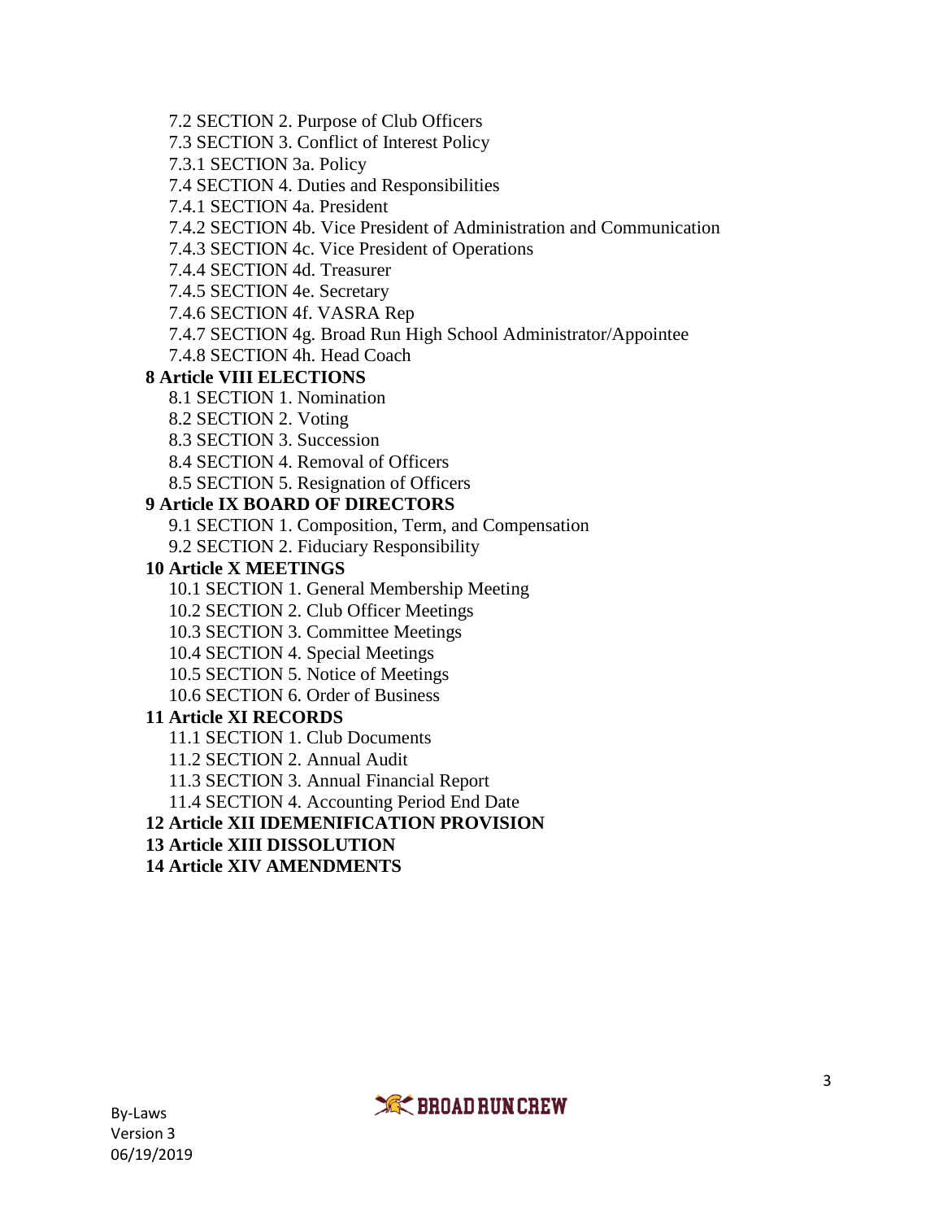- 7.2 SECTION 2. Purpose of Club Officers
- 7.3 SECTION 3. Conflict of Interest Policy
- 7.3.1 SECTION 3a. Policy
- 7.4 SECTION 4. Duties and Responsibilities
- 7.4.1 SECTION 4a. President
- 7.4.2 SECTION 4b. Vice President of Administration and Communication
- 7.4.3 SECTION 4c. Vice President of Operations
- 7.4.4 SECTION 4d. Treasurer
- 7.4.5 SECTION 4e. Secretary
- 7.4.6 SECTION 4f. VASRA Rep
- 7.4.7 SECTION 4g. Broad Run High School Administrator/Appointee
- 7.4.8 SECTION 4h. Head Coach

**8 Article VIII ELECTIONS**

- 8.1 SECTION 1. Nomination
- 8.2 SECTION 2. Voting
- 8.3 SECTION 3. Succession
- 8.4 SECTION 4. Removal of Officers
- 8.5 SECTION 5. Resignation of Officers

**9 Article IX BOARD OF DIRECTORS**

- 9.1 SECTION 1. Composition, Term, and Compensation
- 9.2 SECTION 2. Fiduciary Responsibility

**10 Article X MEETINGS**

- 10.1 SECTION 1. General Membership Meeting
- 10.2 SECTION 2. Club Officer Meetings
- 10.3 SECTION 3. Committee Meetings
- 10.4 SECTION 4. Special Meetings
- 10.5 SECTION 5. Notice of Meetings
- 10.6 SECTION 6. Order of Business

**11 Article XI RECORDS**

- 11.1 SECTION 1. Club Documents
- 11.2 SECTION 2. Annual Audit
- 11.3 SECTION 3. Annual Financial Report
- 11.4 SECTION 4. Accounting Period End Date

**12 Article XII IDEMENIFICATION PROVISION**

**13 Article XIII DISSOLUTION**

**14 Article XIV AMENDMENTS**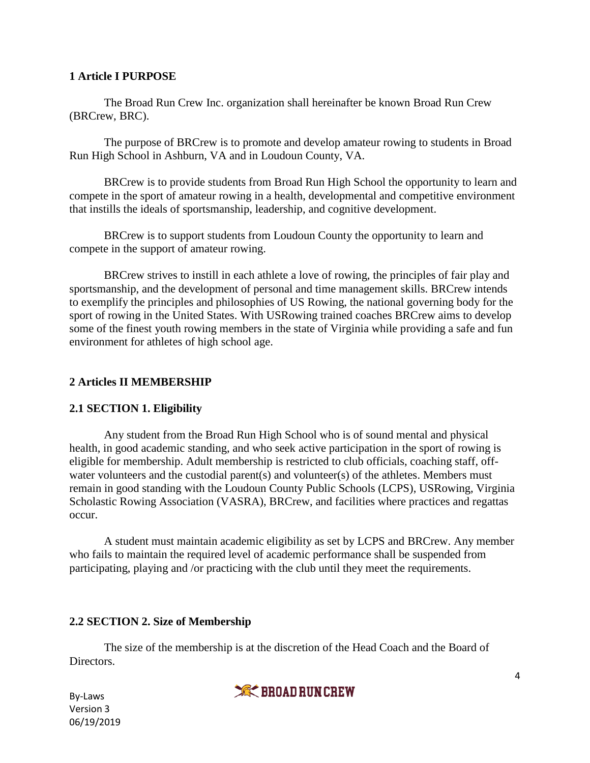## 1 Article I PURPOSE

The Broad Run Crew Inc. organization shall hereinafter be known Broad Run Crew (BRCrew, BRC).

The purpose of BRCrew is to promote and develop amateur rowing to students in Broad Run High School in Ashburn, VA and in Loudoun County, VA.

BRCrew is to provide students from Broad Run High School the opportunity to learn and compete in the sport of amateur rowing in a health, developmental and competitive environment that instills the ideals of sportsmanship, leadership, and cognitive development.

BRCrew is to support students from Loudoun County the opportunity to learn and compete in the support of amateur rowing.

BRCrew strives to instill in each athlete a love of rowing, the principles of fair play and sportsmanship, and the development of personal and time management skills. BRCrew intends to exemplify the principles and philosophies of US Rowing, the national governing body for the sport of rowing in the United States. With USRowing trained coaches BRCrew aims to develop some of the finest youth rowing members in the state of Virginia while providing a safe and fun environment for athletes of high school age.

## 2 Articles II MEMBERSHIP

### 2.1 SECTION 1. Eligibility

Any student from the Broad Run High School who is of sound mental and physical health, in good academic standing, and who seek active participation in the sport of rowing is eligible for membership. Adult membership is restricted to club officials, coaching staff, off-water volunteers and the custodial parent(s) and volunteer(s) of the athletes. Members must remain in good standing with the Loudoun County Public Schools (LCPS), USRowing, Virginia Scholastic Rowing Association (VASRA), BRCrew, and facilities where practices and regattas occur.

A student must maintain academic eligibility as set by LCPS and BRCrew. Any member who fails to maintain the required level of academic performance shall be suspended from participating, playing and /or practicing with the club until they meet the requirements.

### 2.2 SECTION 2. Size of Membership

The size of the membership is at the discretion of the Head Coach and the Board of Directors.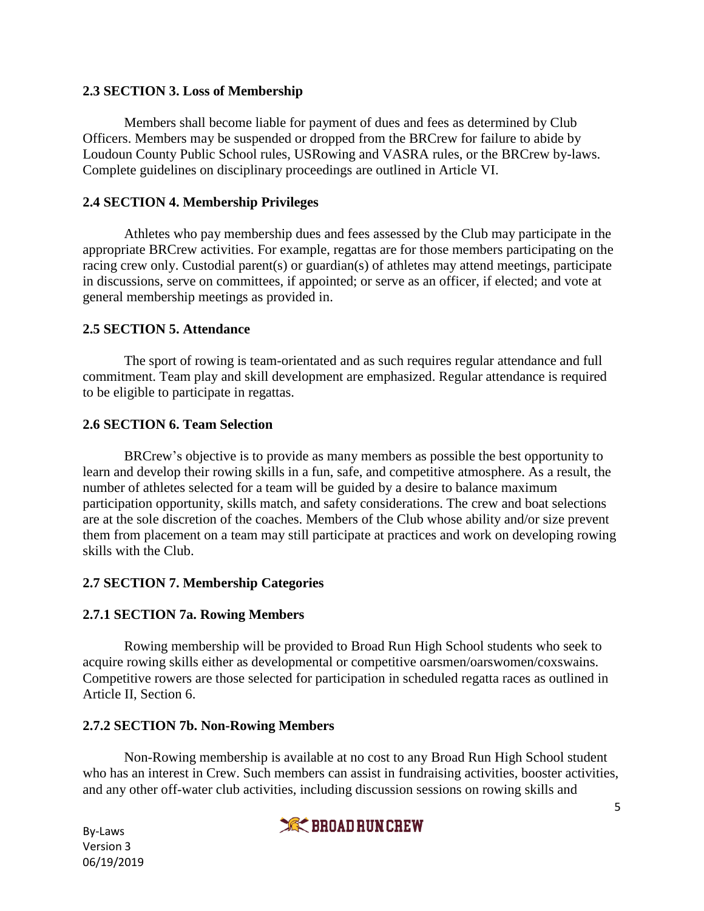### 2.3 SECTION 3. Loss of Membership

Members shall become liable for payment of dues and fees as determined by Club Officers. Members may be suspended or dropped from the BRCrew for failure to abide by Loudoun County Public School rules, USRowing and VASRA rules, or the BRCrew by-laws. Complete guidelines on disciplinary proceedings are outlined in Article VI.

### 2.4 SECTION 4. Membership Privileges

Athletes who pay membership dues and fees assessed by the Club may participate in the appropriate BRCrew activities. For example, regattas are for those members participating on the racing crew only. Custodial parent(s) or guardian(s) of athletes may attend meetings, participate in discussions, serve on committees, if appointed; or serve as an officer, if elected; and vote at general membership meetings as provided in.

### 2.5 SECTION 5. Attendance

The sport of rowing is team-orientated and as such requires regular attendance and full commitment. Team play and skill development are emphasized. Regular attendance is required to be eligible to participate in regattas.

### 2.6 SECTION 6. Team Selection

BRCrew's objective is to provide as many members as possible the best opportunity to learn and develop their rowing skills in a fun, safe, and competitive atmosphere. As a result, the number of athletes selected for a team will be guided by a desire to balance maximum participation opportunity, skills match, and safety considerations. The crew and boat selections are at the sole discretion of the coaches. Members of the Club whose ability and/or size prevent them from placement on a team may still participate at practices and work on developing rowing skills with the Club.

### 2.7 SECTION 7. Membership Categories

#### 2.7.1 SECTION 7a. Rowing Members

Rowing membership will be provided to Broad Run High School students who seek to acquire rowing skills either as developmental or competitive oarsmen/oarswomen/coxswains. Competitive rowers are those selected for participation in scheduled regatta races as outlined in Article II, Section 6.

#### 2.7.2 SECTION 7b. Non-Rowing Members

Non-Rowing membership is available at no cost to any Broad Run High School student who has an interest in Crew. Such members can assist in fundraising activities, booster activities, and any other off-water club activities, including discussion sessions on rowing skills and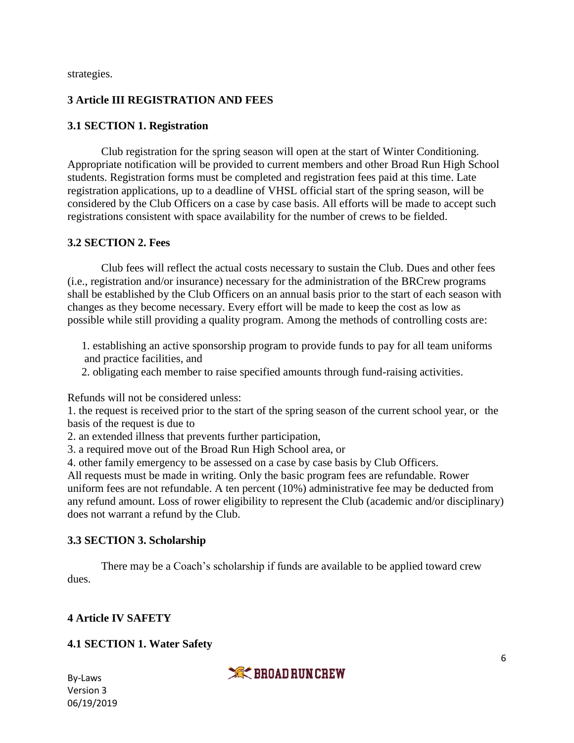strategies.

## 3 Article III REGISTRATION AND FEES

### 3.1 SECTION 1. Registration

Club registration for the spring season will open at the start of Winter Conditioning. Appropriate notification will be provided to current members and other Broad Run High School students. Registration forms must be completed and registration fees paid at this time. Late registration applications, up to a deadline of VHSL official start of the spring season, will be considered by the Club Officers on a case by case basis. All efforts will be made to accept such registrations consistent with space availability for the number of crews to be fielded.

### 3.2 SECTION 2. Fees

Club fees will reflect the actual costs necessary to sustain the Club. Dues and other fees (i.e., registration and/or insurance) necessary for the administration of the BRCrew programs shall be established by the Club Officers on an annual basis prior to the start of each season with changes as they become necessary. Every effort will be made to keep the cost as low as possible while still providing a quality program. Among the methods of controlling costs are:

1. establishing an active sponsorship program to provide funds to pay for all team uniforms and practice facilities, and
2. obligating each member to raise specified amounts through fund-raising activities.

Refunds will not be considered unless:

1. the request is received prior to the start of the spring season of the current school year, or the basis of the request is due to
2. an extended illness that prevents further participation,
3. a required move out of the Broad Run High School area, or
4. other family emergency to be assessed on a case by case basis by Club Officers.

All requests must be made in writing. Only the basic program fees are refundable. Rower uniform fees are not refundable. A ten percent (10%) administrative fee may be deducted from any refund amount. Loss of rower eligibility to represent the Club (academic and/or disciplinary) does not warrant a refund by the Club.

### 3.3 SECTION 3. Scholarship

There may be a Coach's scholarship if funds are available to be applied toward crew dues.

## 4 Article IV SAFETY

### 4.1 SECTION 1. Water Safety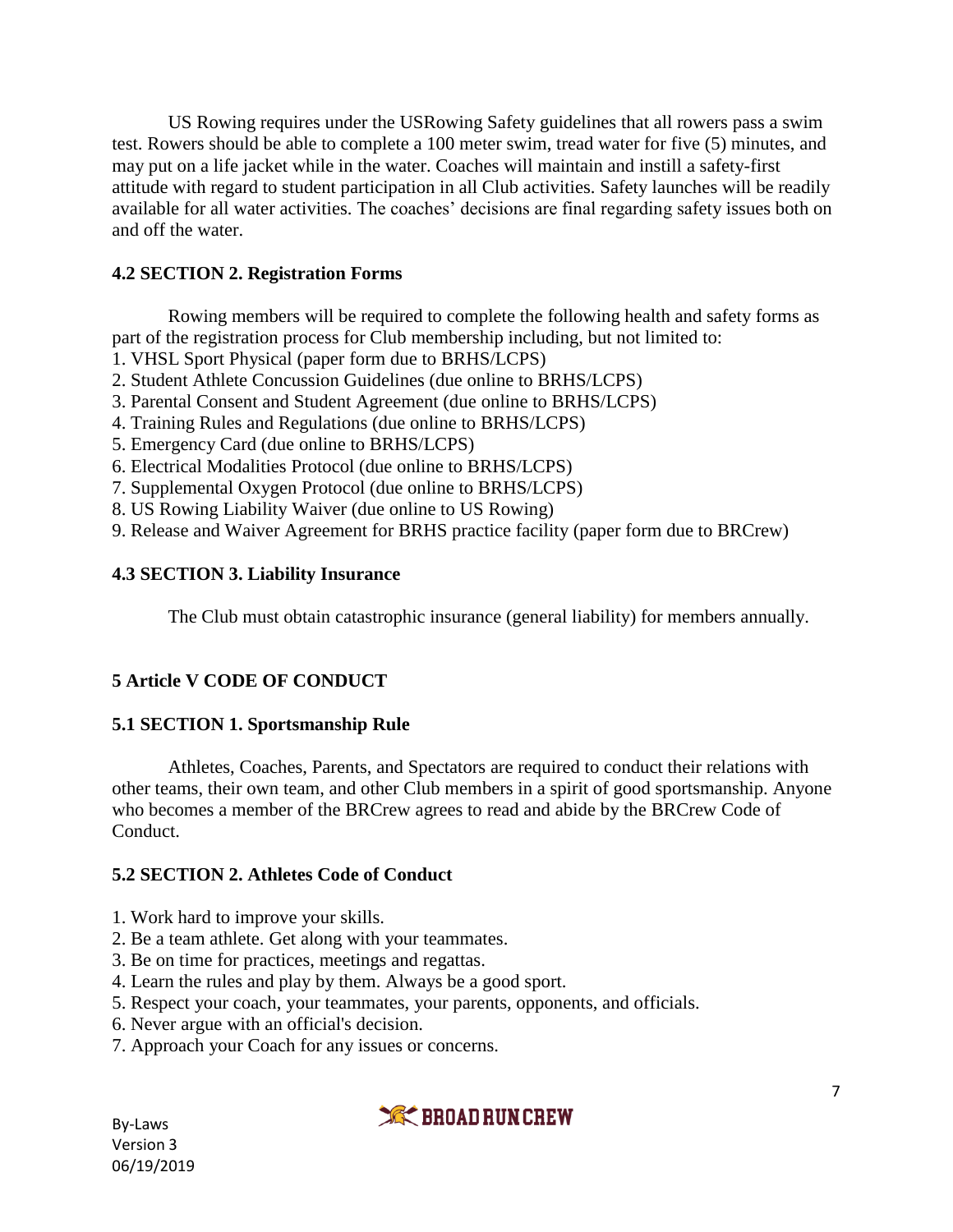US Rowing requires under the USRowing Safety guidelines that all rowers pass a swim test. Rowers should be able to complete a 100 meter swim, tread water for five (5) minutes, and may put on a life jacket while in the water. Coaches will maintain and instill a safety-first attitude with regard to student participation in all Club activities. Safety launches will be readily available for all water activities. The coaches' decisions are final regarding safety issues both on and off the water.

### 4.2 SECTION 2. Registration Forms

Rowing members will be required to complete the following health and safety forms as part of the registration process for Club membership including, but not limited to:

1. VHSL Sport Physical (paper form due to BRHS/LCPS)
2. Student Athlete Concussion Guidelines (due online to BRHS/LCPS)
3. Parental Consent and Student Agreement (due online to BRHS/LCPS)
4. Training Rules and Regulations (due online to BRHS/LCPS)
5. Emergency Card (due online to BRHS/LCPS)
6. Electrical Modalities Protocol (due online to BRHS/LCPS)
7. Supplemental Oxygen Protocol (due online to BRHS/LCPS)
8. US Rowing Liability Waiver (due online to US Rowing)
9. Release and Waiver Agreement for BRHS practice facility (paper form due to BRCrew)

### 4.3 SECTION 3. Liability Insurance

The Club must obtain catastrophic insurance (general liability) for members annually.

## 5 Article V CODE OF CONDUCT

### 5.1 SECTION 1. Sportsmanship Rule

Athletes, Coaches, Parents, and Spectators are required to conduct their relations with other teams, their own team, and other Club members in a spirit of good sportsmanship. Anyone who becomes a member of the BRCrew agrees to read and abide by the BRCrew Code of Conduct.

### 5.2 SECTION 2. Athletes Code of Conduct

1. Work hard to improve your skills.
2. Be a team athlete. Get along with your teammates.
3. Be on time for practices, meetings and regattas.
4. Learn the rules and play by them. Always be a good sport.
5. Respect your coach, your teammates, your parents, opponents, and officials.
6. Never argue with an official's decision.
7. Approach your Coach for any issues or concerns.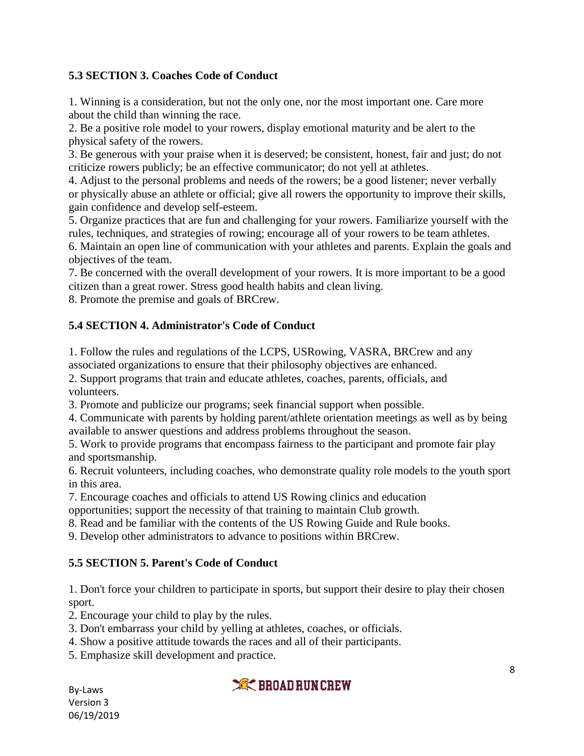### 5.3 SECTION 3. Coaches Code of Conduct

1. Winning is a consideration, but not the only one, nor the most important one. Care more about the child than winning the race.
2. Be a positive role model to your rowers, display emotional maturity and be alert to the physical safety of the rowers.
3. Be generous with your praise when it is deserved; be consistent, honest, fair and just; do not criticize rowers publicly; be an effective communicator; do not yell at athletes.
4. Adjust to the personal problems and needs of the rowers; be a good listener; never verbally or physically abuse an athlete or official; give all rowers the opportunity to improve their skills, gain confidence and develop self-esteem.
5. Organize practices that are fun and challenging for your rowers. Familiarize yourself with the rules, techniques, and strategies of rowing; encourage all of your rowers to be team athletes.
6. Maintain an open line of communication with your athletes and parents. Explain the goals and objectives of the team.
7. Be concerned with the overall development of your rowers. It is more important to be a good citizen than a great rower. Stress good health habits and clean living.
8. Promote the premise and goals of BRCrew.

### 5.4 SECTION 4. Administrator's Code of Conduct

1. Follow the rules and regulations of the LCPS, USRowing, VASRA, BRCrew and any associated organizations to ensure that their philosophy objectives are enhanced.
2. Support programs that train and educate athletes, coaches, parents, officials, and volunteers.
3. Promote and publicize our programs; seek financial support when possible.
4. Communicate with parents by holding parent/athlete orientation meetings as well as by being available to answer questions and address problems throughout the season.
5. Work to provide programs that encompass fairness to the participant and promote fair play and sportsmanship.
6. Recruit volunteers, including coaches, who demonstrate quality role models to the youth sport in this area.
7. Encourage coaches and officials to attend US Rowing clinics and education opportunities; support the necessity of that training to maintain Club growth.
8. Read and be familiar with the contents of the US Rowing Guide and Rule books.
9. Develop other administrators to advance to positions within BRCrew.

### 5.5 SECTION 5. Parent's Code of Conduct

1. Don't force your children to participate in sports, but support their desire to play their chosen sport.
2. Encourage your child to play by the rules.
3. Don't embarrass your child by yelling at athletes, coaches, or officials.
4. Show a positive attitude towards the races and all of their participants.
5. Emphasize skill development and practice.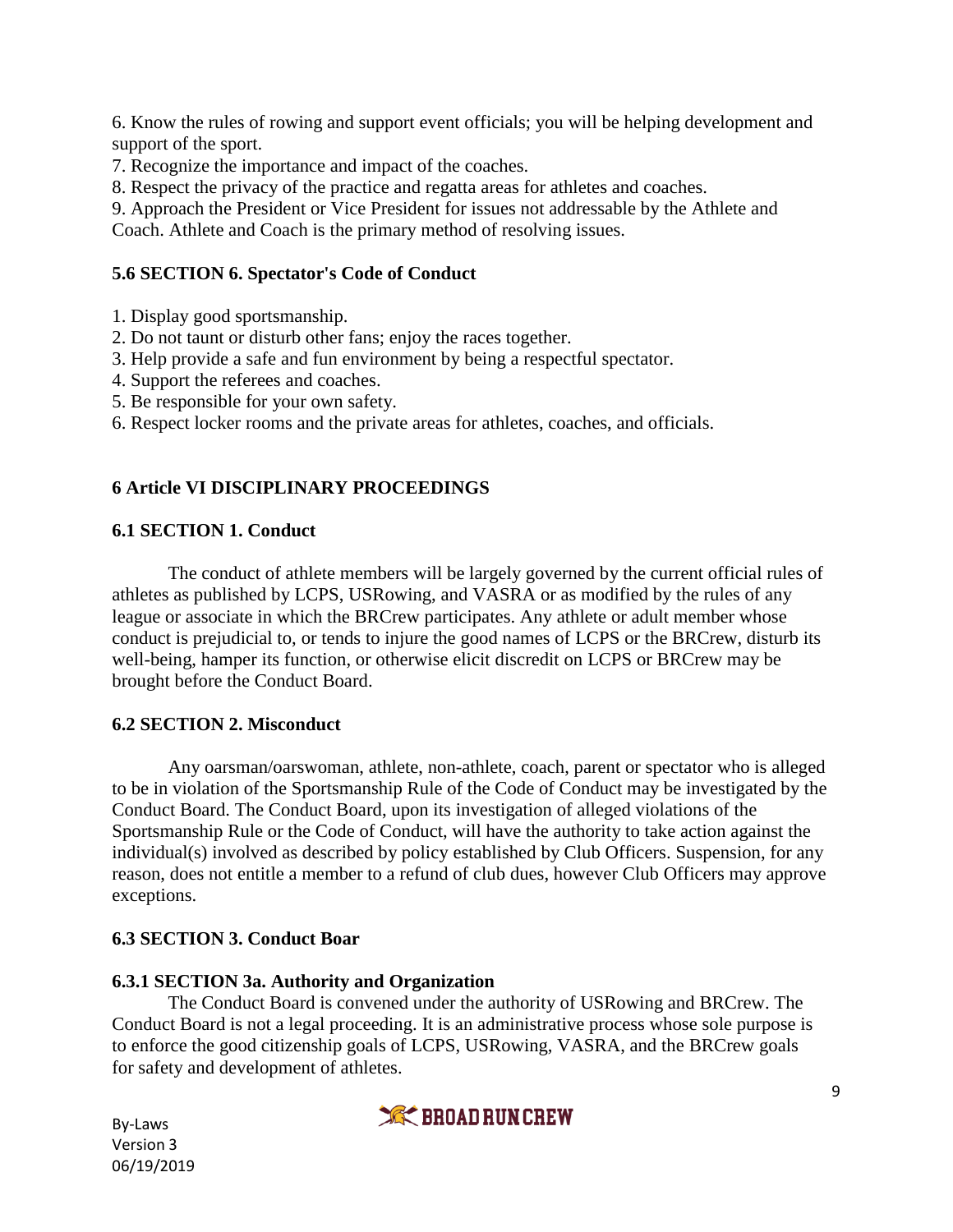6. Know the rules of rowing and support event officials; you will be helping development and support of the sport.
7. Recognize the importance and impact of the coaches.
8. Respect the privacy of the practice and regatta areas for athletes and coaches.
9. Approach the President or Vice President for issues not addressable by the Athlete and Coach. Athlete and Coach is the primary method of resolving issues.

### 5.6 SECTION 6. Spectator's Code of Conduct

1. Display good sportsmanship.
2. Do not taunt or disturb other fans; enjoy the races together.
3. Help provide a safe and fun environment by being a respectful spectator.
4. Support the referees and coaches.
5. Be responsible for your own safety.
6. Respect locker rooms and the private areas for athletes, coaches, and officials.

## 6 Article VI DISCIPLINARY PROCEEDINGS

### 6.1 SECTION 1. Conduct

The conduct of athlete members will be largely governed by the current official rules of athletes as published by LCPS, USRowing, and VASRA or as modified by the rules of any league or associate in which the BRCrew participates. Any athlete or adult member whose conduct is prejudicial to, or tends to injure the good names of LCPS or the BRCrew, disturb its well-being, hamper its function, or otherwise elicit discredit on LCPS or BRCrew may be brought before the Conduct Board.

### 6.2 SECTION 2. Misconduct

Any oarsman/oarswoman, athlete, non-athlete, coach, parent or spectator who is alleged to be in violation of the Sportsmanship Rule of the Code of Conduct may be investigated by the Conduct Board. The Conduct Board, upon its investigation of alleged violations of the Sportsmanship Rule or the Code of Conduct, will have the authority to take action against the individual(s) involved as described by policy established by Club Officers. Suspension, for any reason, does not entitle a member to a refund of club dues, however Club Officers may approve exceptions.

### 6.3 SECTION 3. Conduct Boar

#### 6.3.1 SECTION 3a. Authority and Organization

The Conduct Board is convened under the authority of USRowing and BRCrew. The Conduct Board is not a legal proceeding. It is an administrative process whose sole purpose is to enforce the good citizenship goals of LCPS, USRowing, VASRA, and the BRCrew goals for safety and development of athletes.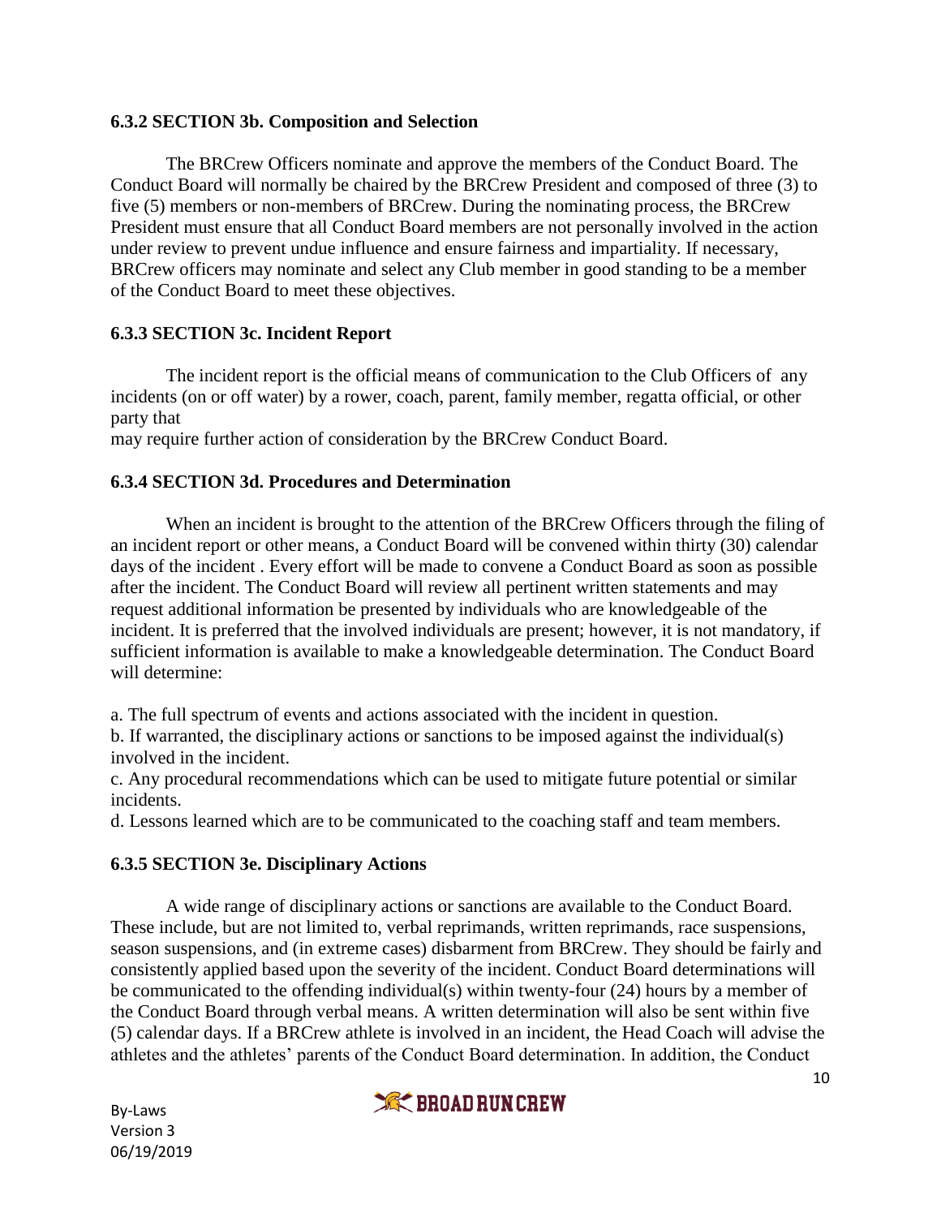### 6.3.2 SECTION 3b. Composition and Selection

The BRCrew Officers nominate and approve the members of the Conduct Board. The Conduct Board will normally be chaired by the BRCrew President and composed of three (3) to five (5) members or non-members of BRCrew. During the nominating process, the BRCrew President must ensure that all Conduct Board members are not personally involved in the action under review to prevent undue influence and ensure fairness and impartiality. If necessary, BRCrew officers may nominate and select any Club member in good standing to be a member of the Conduct Board to meet these objectives.

### 6.3.3 SECTION 3c. Incident Report

The incident report is the official means of communication to the Club Officers of any incidents (on or off water) by a rower, coach, parent, family member, regatta official, or other party that
may require further action of consideration by the BRCrew Conduct Board.

### 6.3.4 SECTION 3d. Procedures and Determination

When an incident is brought to the attention of the BRCrew Officers through the filing of an incident report or other means, a Conduct Board will be convened within thirty (30) calendar days of the incident . Every effort will be made to convene a Conduct Board as soon as possible after the incident. The Conduct Board will review all pertinent written statements and may request additional information be presented by individuals who are knowledgeable of the incident. It is preferred that the involved individuals are present; however, it is not mandatory, if sufficient information is available to make a knowledgeable determination. The Conduct Board will determine:

a. The full spectrum of events and actions associated with the incident in question.
b. If warranted, the disciplinary actions or sanctions to be imposed against the individual(s) involved in the incident.
c. Any procedural recommendations which can be used to mitigate future potential or similar incidents.
d. Lessons learned which are to be communicated to the coaching staff and team members.

### 6.3.5 SECTION 3e. Disciplinary Actions

A wide range of disciplinary actions or sanctions are available to the Conduct Board. These include, but are not limited to, verbal reprimands, written reprimands, race suspensions, season suspensions, and (in extreme cases) disbarment from BRCrew. They should be fairly and consistently applied based upon the severity of the incident. Conduct Board determinations will be communicated to the offending individual(s) within twenty-four (24) hours by a member of the Conduct Board through verbal means. A written determination will also be sent within five (5) calendar days. If a BRCrew athlete is involved in an incident, the Head Coach will advise the athletes and the athletes' parents of the Conduct Board determination. In addition, the Conduct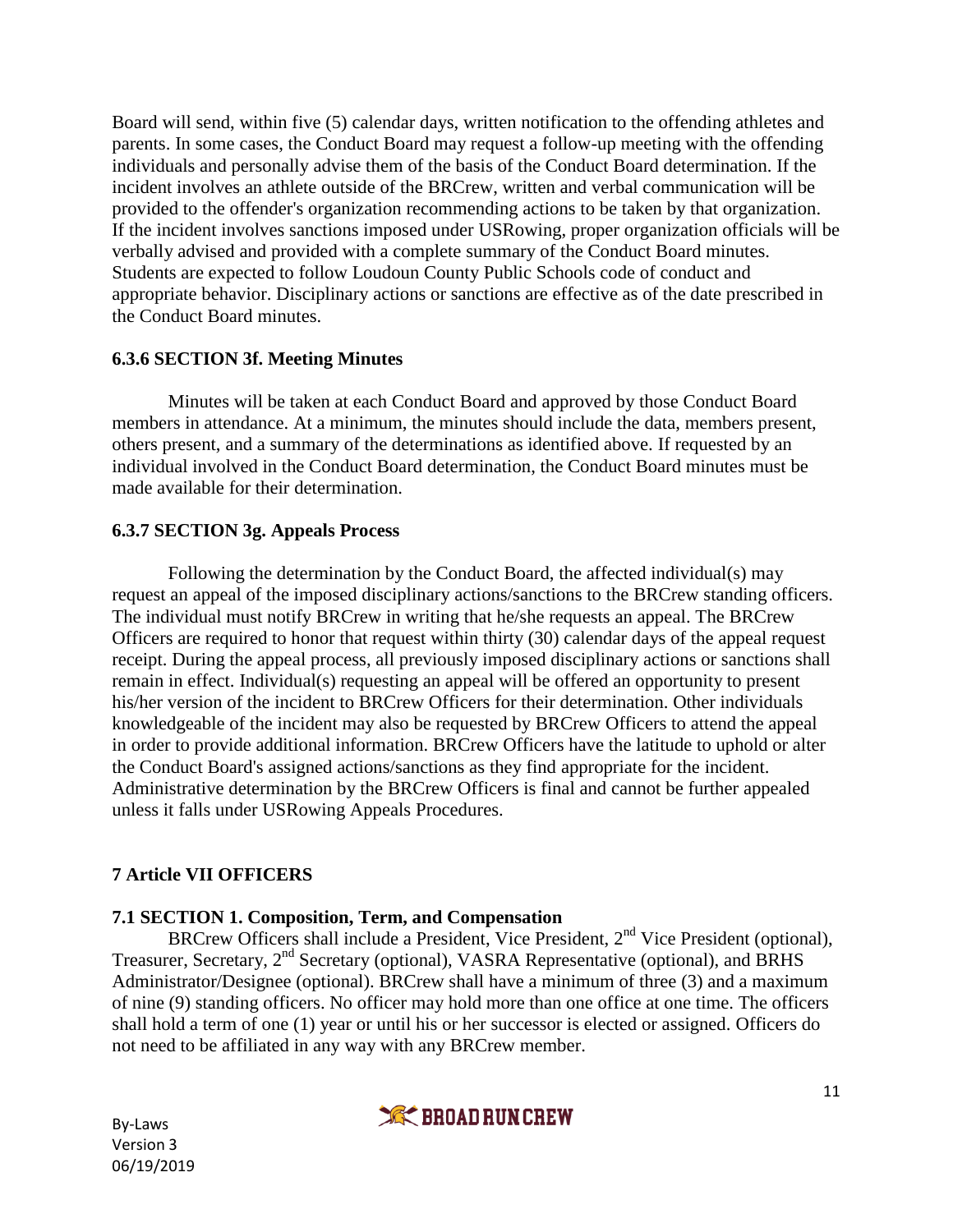Board will send, within five (5) calendar days, written notification to the offending athletes and parents. In some cases, the Conduct Board may request a follow-up meeting with the offending individuals and personally advise them of the basis of the Conduct Board determination. If the incident involves an athlete outside of the BRCrew, written and verbal communication will be provided to the offender's organization recommending actions to be taken by that organization. If the incident involves sanctions imposed under USRowing, proper organization officials will be verbally advised and provided with a complete summary of the Conduct Board minutes. Students are expected to follow Loudoun County Public Schools code of conduct and appropriate behavior. Disciplinary actions or sanctions are effective as of the date prescribed in the Conduct Board minutes.

### 6.3.6 SECTION 3f. Meeting Minutes

Minutes will be taken at each Conduct Board and approved by those Conduct Board members in attendance. At a minimum, the minutes should include the data, members present, others present, and a summary of the determinations as identified above. If requested by an individual involved in the Conduct Board determination, the Conduct Board minutes must be made available for their determination.

### 6.3.7 SECTION 3g. Appeals Process

Following the determination by the Conduct Board, the affected individual(s) may request an appeal of the imposed disciplinary actions/sanctions to the BRCrew standing officers. The individual must notify BRCrew in writing that he/she requests an appeal. The BRCrew Officers are required to honor that request within thirty (30) calendar days of the appeal request receipt. During the appeal process, all previously imposed disciplinary actions or sanctions shall remain in effect. Individual(s) requesting an appeal will be offered an opportunity to present his/her version of the incident to BRCrew Officers for their determination. Other individuals knowledgeable of the incident may also be requested by BRCrew Officers to attend the appeal in order to provide additional information. BRCrew Officers have the latitude to uphold or alter the Conduct Board's assigned actions/sanctions as they find appropriate for the incident. Administrative determination by the BRCrew Officers is final and cannot be further appealed unless it falls under USRowing Appeals Procedures.

## 7 Article VII OFFICERS

### 7.1 SECTION 1. Composition, Term, and Compensation

BRCrew Officers shall include a President, Vice President, 2nd Vice President (optional), Treasurer, Secretary, 2nd Secretary (optional), VASRA Representative (optional), and BRHS Administrator/Designee (optional). BRCrew shall have a minimum of three (3) and a maximum of nine (9) standing officers. No officer may hold more than one office at one time. The officers shall hold a term of one (1) year or until his or her successor is elected or assigned. Officers do not need to be affiliated in any way with any BRCrew member.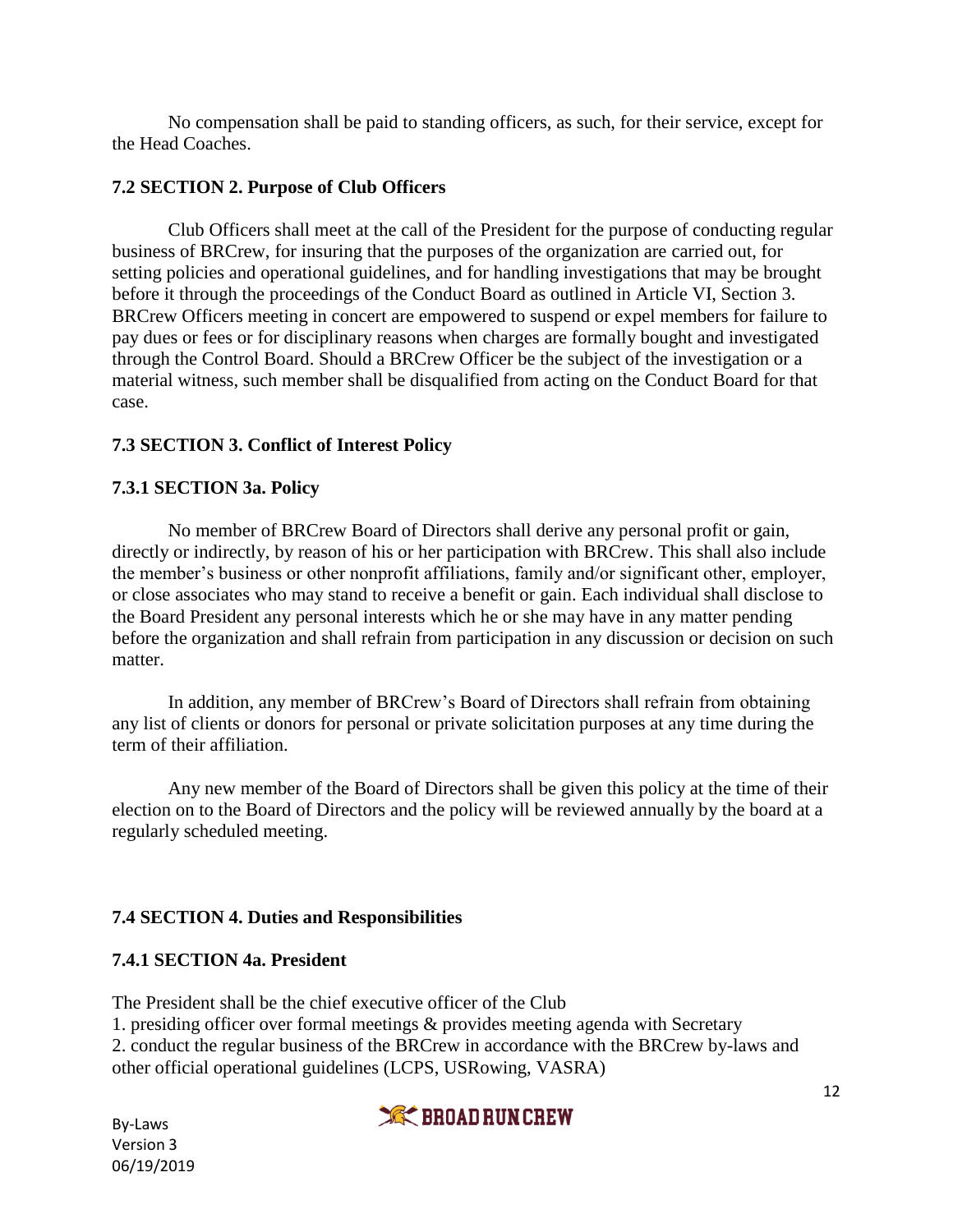No compensation shall be paid to standing officers, as such, for their service, except for the Head Coaches.

### 7.2 SECTION 2. Purpose of Club Officers

Club Officers shall meet at the call of the President for the purpose of conducting regular business of BRCrew, for insuring that the purposes of the organization are carried out, for setting policies and operational guidelines, and for handling investigations that may be brought before it through the proceedings of the Conduct Board as outlined in Article VI, Section 3. BRCrew Officers meeting in concert are empowered to suspend or expel members for failure to pay dues or fees or for disciplinary reasons when charges are formally bought and investigated through the Control Board. Should a BRCrew Officer be the subject of the investigation or a material witness, such member shall be disqualified from acting on the Conduct Board for that case.

### 7.3 SECTION 3. Conflict of Interest Policy

### 7.3.1 SECTION 3a. Policy

No member of BRCrew Board of Directors shall derive any personal profit or gain, directly or indirectly, by reason of his or her participation with BRCrew. This shall also include the member's business or other nonprofit affiliations, family and/or significant other, employer, or close associates who may stand to receive a benefit or gain. Each individual shall disclose to the Board President any personal interests which he or she may have in any matter pending before the organization and shall refrain from participation in any discussion or decision on such matter.

In addition, any member of BRCrew's Board of Directors shall refrain from obtaining any list of clients or donors for personal or private solicitation purposes at any time during the term of their affiliation.

Any new member of the Board of Directors shall be given this policy at the time of their election on to the Board of Directors and the policy will be reviewed annually by the board at a regularly scheduled meeting.

### 7.4 SECTION 4. Duties and Responsibilities

### 7.4.1 SECTION 4a. President

The President shall be the chief executive officer of the Club

1. presiding officer over formal meetings & provides meeting agenda with Secretary
2. conduct the regular business of the BRCrew in accordance with the BRCrew by-laws and other official operational guidelines (LCPS, USRowing, VASRA)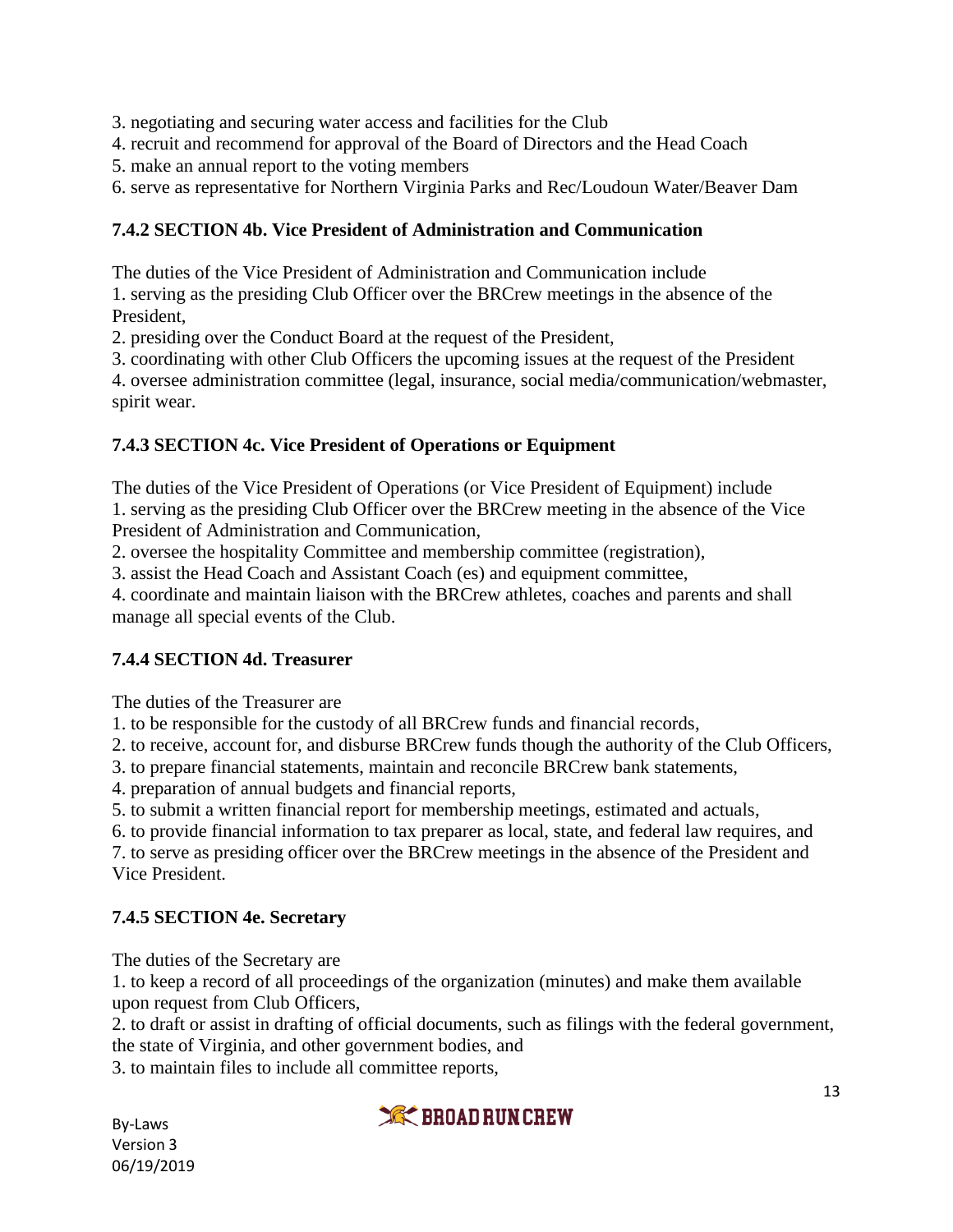3. negotiating and securing water access and facilities for the Club
4. recruit and recommend for approval of the Board of Directors and the Head Coach
5. make an annual report to the voting members
6. serve as representative for Northern Virginia Parks and Rec/Loudoun Water/Beaver Dam

### 7.4.2 SECTION 4b. Vice President of Administration and Communication

The duties of the Vice President of Administration and Communication include
1. serving as the presiding Club Officer over the BRCrew meetings in the absence of the President,
2. presiding over the Conduct Board at the request of the President,
3. coordinating with other Club Officers the upcoming issues at the request of the President
4. oversee administration committee (legal, insurance, social media/communication/webmaster, spirit wear.

### 7.4.3 SECTION 4c. Vice President of Operations or Equipment

The duties of the Vice President of Operations (or Vice President of Equipment) include
1. serving as the presiding Club Officer over the BRCrew meeting in the absence of the Vice President of Administration and Communication,
2. oversee the hospitality Committee and membership committee (registration),
3. assist the Head Coach and Assistant Coach (es) and equipment committee,
4. coordinate and maintain liaison with the BRCrew athletes, coaches and parents and shall manage all special events of the Club.

### 7.4.4 SECTION 4d. Treasurer

The duties of the Treasurer are
1. to be responsible for the custody of all BRCrew funds and financial records,
2. to receive, account for, and disburse BRCrew funds though the authority of the Club Officers,
3. to prepare financial statements, maintain and reconcile BRCrew bank statements,
4. preparation of annual budgets and financial reports,
5. to submit a written financial report for membership meetings, estimated and actuals,
6. to provide financial information to tax preparer as local, state, and federal law requires, and
7. to serve as presiding officer over the BRCrew meetings in the absence of the President and Vice President.

### 7.4.5 SECTION 4e. Secretary

The duties of the Secretary are
1. to keep a record of all proceedings of the organization (minutes) and make them available upon request from Club Officers,
2. to draft or assist in drafting of official documents, such as filings with the federal government, the state of Virginia, and other government bodies, and
3. to maintain files to include all committee reports,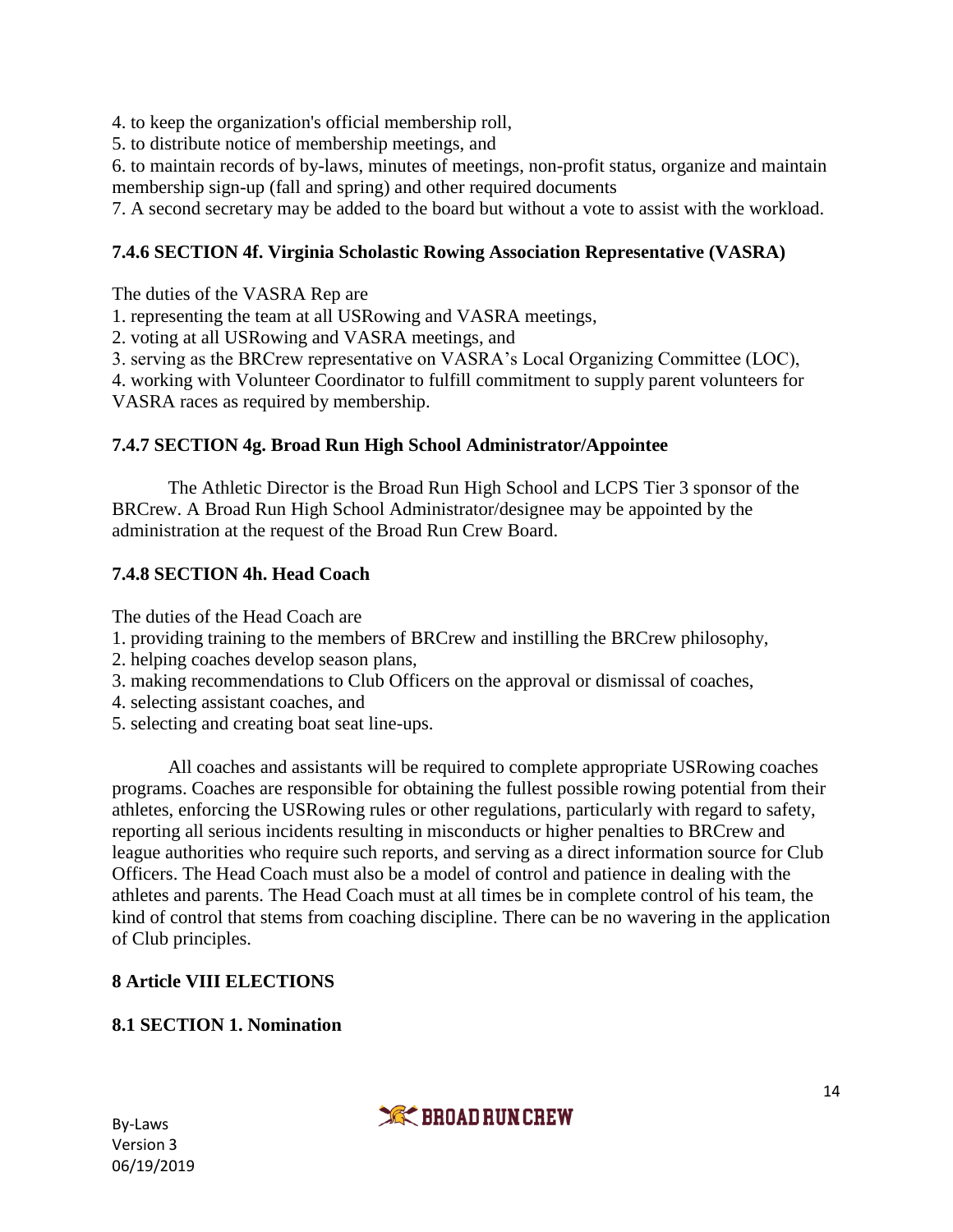4. to keep the organization's official membership roll,
5. to distribute notice of membership meetings, and
6. to maintain records of by-laws, minutes of meetings, non-profit status, organize and maintain membership sign-up (fall and spring) and other required documents
7. A second secretary may be added to the board but without a vote to assist with the workload.

### 7.4.6 SECTION 4f. Virginia Scholastic Rowing Association Representative (VASRA)

The duties of the VASRA Rep are
1. representing the team at all USRowing and VASRA meetings,
2. voting at all USRowing and VASRA meetings, and
3. serving as the BRCrew representative on VASRA's Local Organizing Committee (LOC),
4. working with Volunteer Coordinator to fulfill commitment to supply parent volunteers for VASRA races as required by membership.

### 7.4.7 SECTION 4g. Broad Run High School Administrator/Appointee

The Athletic Director is the Broad Run High School and LCPS Tier 3 sponsor of the BRCrew. A Broad Run High School Administrator/designee may be appointed by the administration at the request of the Broad Run Crew Board.

### 7.4.8 SECTION 4h. Head Coach

The duties of the Head Coach are
1. providing training to the members of BRCrew and instilling the BRCrew philosophy,
2. helping coaches develop season plans,
3. making recommendations to Club Officers on the approval or dismissal of coaches,
4. selecting assistant coaches, and
5. selecting and creating boat seat line-ups.

All coaches and assistants will be required to complete appropriate USRowing coaches programs. Coaches are responsible for obtaining the fullest possible rowing potential from their athletes, enforcing the USRowing rules or other regulations, particularly with regard to safety, reporting all serious incidents resulting in misconducts or higher penalties to BRCrew and league authorities who require such reports, and serving as a direct information source for Club Officers. The Head Coach must also be a model of control and patience in dealing with the athletes and parents. The Head Coach must at all times be in complete control of his team, the kind of control that stems from coaching discipline. There can be no wavering in the application of Club principles.

## 8 Article VIII ELECTIONS

### 8.1 SECTION 1. Nomination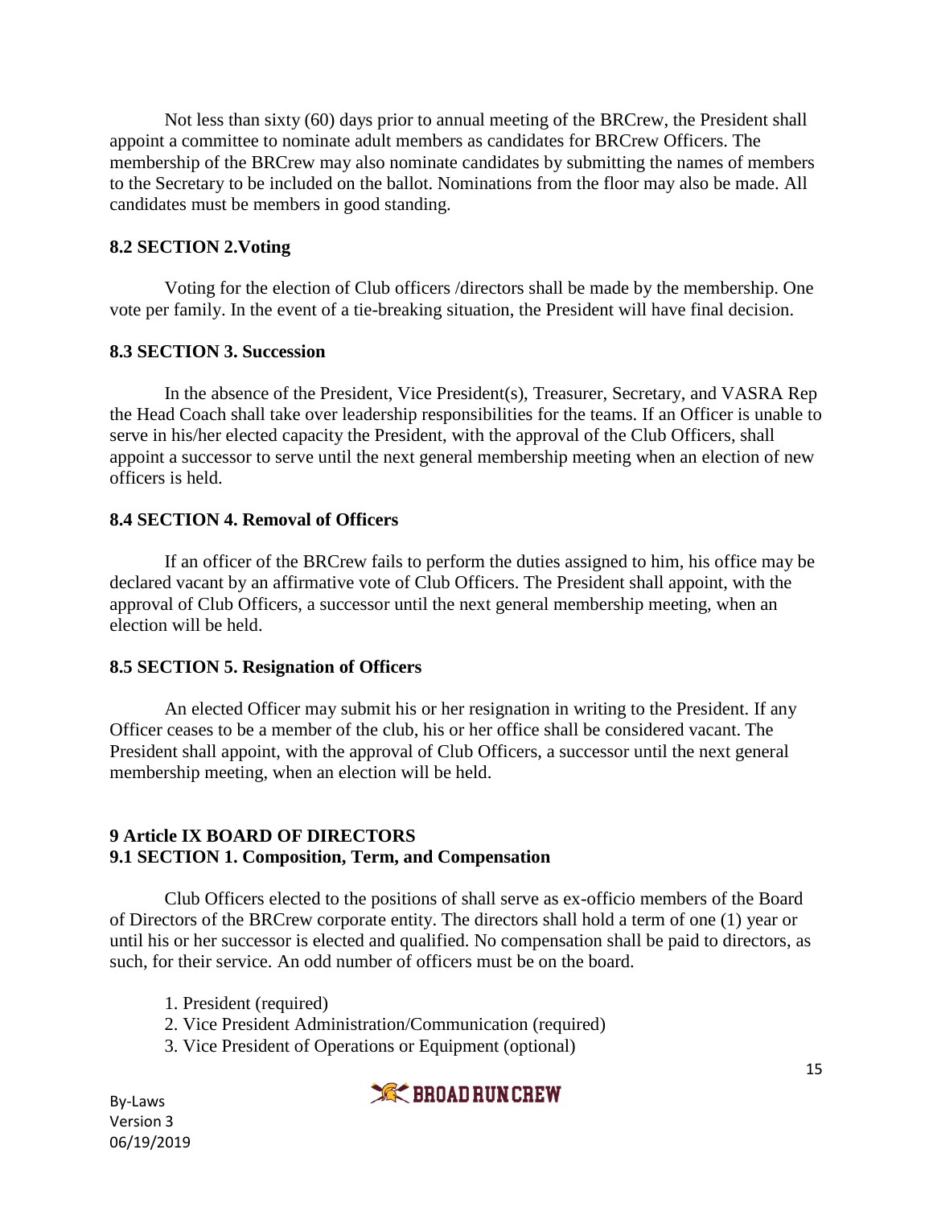Not less than sixty (60) days prior to annual meeting of the BRCrew, the President shall appoint a committee to nominate adult members as candidates for BRCrew Officers. The membership of the BRCrew may also nominate candidates by submitting the names of members to the Secretary to be included on the ballot. Nominations from the floor may also be made. All candidates must be members in good standing.

### 8.2 SECTION 2.Voting

Voting for the election of Club officers /directors shall be made by the membership. One vote per family. In the event of a tie-breaking situation, the President will have final decision.

### 8.3 SECTION 3. Succession

In the absence of the President, Vice President(s), Treasurer, Secretary, and VASRA Rep the Head Coach shall take over leadership responsibilities for the teams. If an Officer is unable to serve in his/her elected capacity the President, with the approval of the Club Officers, shall appoint a successor to serve until the next general membership meeting when an election of new officers is held.

### 8.4 SECTION 4. Removal of Officers

If an officer of the BRCrew fails to perform the duties assigned to him, his office may be declared vacant by an affirmative vote of Club Officers. The President shall appoint, with the approval of Club Officers, a successor until the next general membership meeting, when an election will be held.

### 8.5 SECTION 5. Resignation of Officers

An elected Officer may submit his or her resignation in writing to the President. If any Officer ceases to be a member of the club, his or her office shall be considered vacant. The President shall appoint, with the approval of Club Officers, a successor until the next general membership meeting, when an election will be held.

## 9 Article IX BOARD OF DIRECTORS

### 9.1 SECTION 1. Composition, Term, and Compensation

Club Officers elected to the positions of shall serve as ex-officio members of the Board of Directors of the BRCrew corporate entity. The directors shall hold a term of one (1) year or until his or her successor is elected and qualified. No compensation shall be paid to directors, as such, for their service. An odd number of officers must be on the board.

1. President (required)
2. Vice President Administration/Communication (required)
3. Vice President of Operations or Equipment (optional)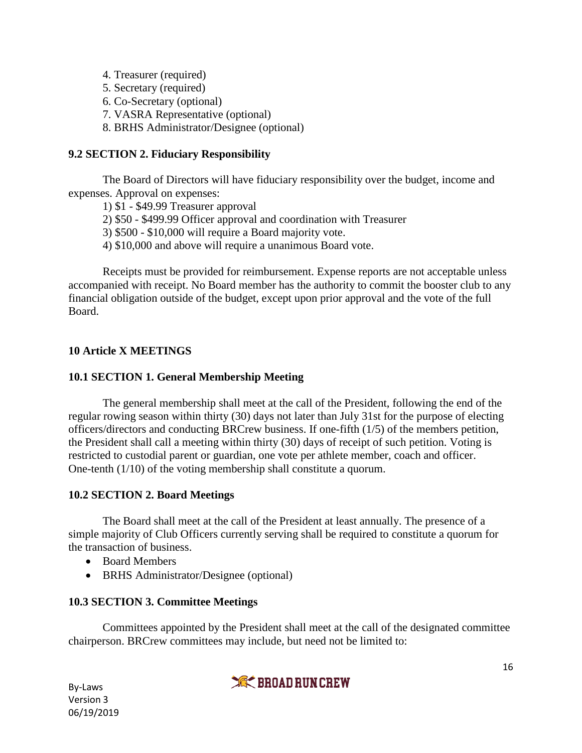4. Treasurer (required)
5. Secretary (required)
6. Co-Secretary (optional)
7. VASRA Representative (optional)
8. BRHS Administrator/Designee (optional)

### 9.2 SECTION 2. Fiduciary Responsibility

The Board of Directors will have fiduciary responsibility over the budget, income and expenses. Approval on expenses:

1) $1 - $49.99 Treasurer approval
2) $50 - $499.99 Officer approval and coordination with Treasurer
3) $500 - $10,000 will require a Board majority vote.
4) $10,000 and above will require a unanimous Board vote.

Receipts must be provided for reimbursement. Expense reports are not acceptable unless accompanied with receipt. No Board member has the authority to commit the booster club to any financial obligation outside of the budget, except upon prior approval and the vote of the full Board.

## 10 Article X MEETINGS

### 10.1 SECTION 1. General Membership Meeting

The general membership shall meet at the call of the President, following the end of the regular rowing season within thirty (30) days not later than July 31st for the purpose of electing officers/directors and conducting BRCrew business. If one-fifth (1/5) of the members petition, the President shall call a meeting within thirty (30) days of receipt of such petition. Voting is restricted to custodial parent or guardian, one vote per athlete member, coach and officer. One-tenth (1/10) of the voting membership shall constitute a quorum.

### 10.2 SECTION 2. Board Meetings

The Board shall meet at the call of the President at least annually. The presence of a simple majority of Club Officers currently serving shall be required to constitute a quorum for the transaction of business.

- Board Members
- BRHS Administrator/Designee (optional)

### 10.3 SECTION 3. Committee Meetings

Committees appointed by the President shall meet at the call of the designated committee chairperson. BRCrew committees may include, but need not be limited to: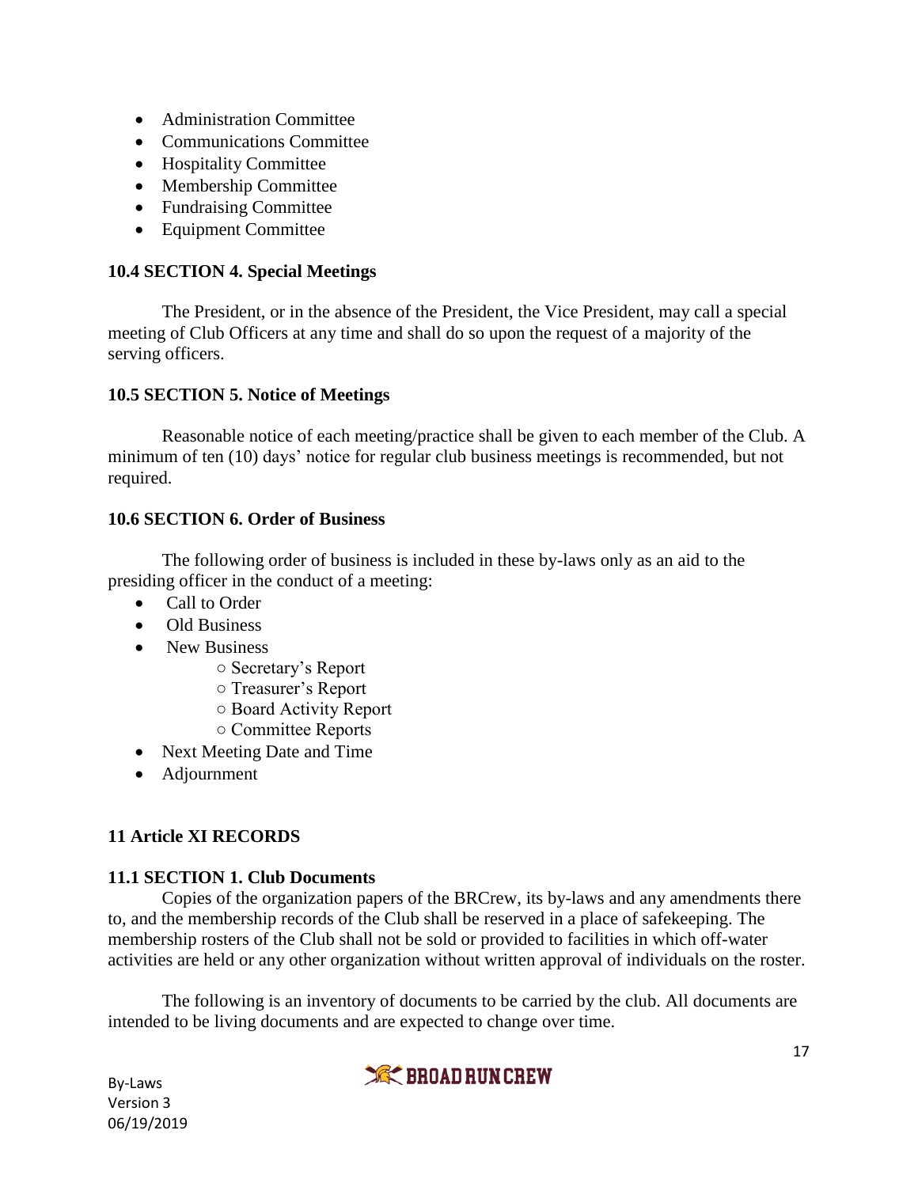- Administration Committee
- Communications Committee
- Hospitality Committee
- Membership Committee
- Fundraising Committee
- Equipment Committee

### 10.4 SECTION 4. Special Meetings

The President, or in the absence of the President, the Vice President, may call a special meeting of Club Officers at any time and shall do so upon the request of a majority of the serving officers.

### 10.5 SECTION 5. Notice of Meetings

Reasonable notice of each meeting/practice shall be given to each member of the Club. A minimum of ten (10) days' notice for regular club business meetings is recommended, but not required.

### 10.6 SECTION 6. Order of Business

The following order of business is included in these by-laws only as an aid to the presiding officer in the conduct of a meeting:

- Call to Order
- Old Business
- New Business
  - Secretary's Report
  - Treasurer's Report
  - Board Activity Report
  - Committee Reports
- Next Meeting Date and Time
- Adjournment

## 11 Article XI RECORDS

### 11.1 SECTION 1. Club Documents

Copies of the organization papers of the BRCrew, its by-laws and any amendments there to, and the membership records of the Club shall be reserved in a place of safekeeping. The membership rosters of the Club shall not be sold or provided to facilities in which off-water activities are held or any other organization without written approval of individuals on the roster.

The following is an inventory of documents to be carried by the club. All documents are intended to be living documents and are expected to change over time.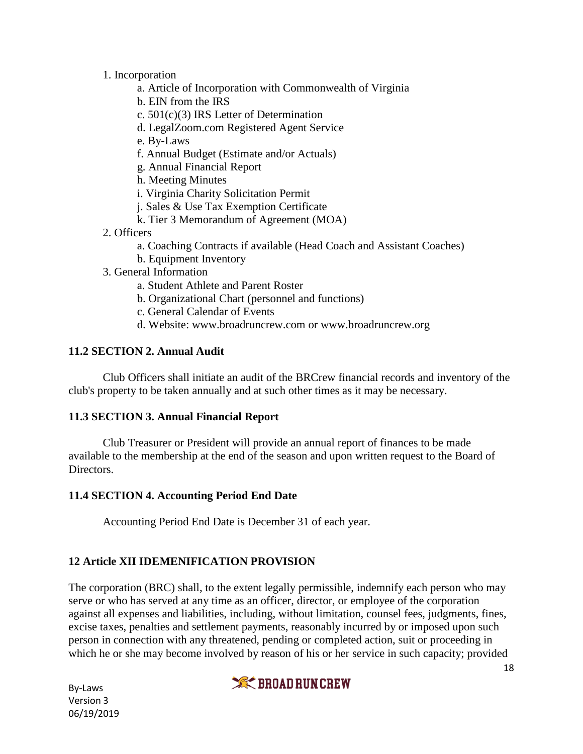1. Incorporation
    a. Article of Incorporation with Commonwealth of Virginia
    b. EIN from the IRS
    c. 501(c)(3) IRS Letter of Determination
    d. LegalZoom.com Registered Agent Service
    e. By-Laws
    f. Annual Budget (Estimate and/or Actuals)
    g. Annual Financial Report
    h. Meeting Minutes
    i. Virginia Charity Solicitation Permit
    j. Sales & Use Tax Exemption Certificate
    k. Tier 3 Memorandum of Agreement (MOA)
2. Officers
    a. Coaching Contracts if available (Head Coach and Assistant Coaches)
    b. Equipment Inventory
3. General Information
    a. Student Athlete and Parent Roster
    b. Organizational Chart (personnel and functions)
    c. General Calendar of Events
    d. Website: www.broadruncrew.com or www.broadruncrew.org

### 11.2 SECTION 2. Annual Audit

Club Officers shall initiate an audit of the BRCrew financial records and inventory of the club's property to be taken annually and at such other times as it may be necessary.

### 11.3 SECTION 3. Annual Financial Report

Club Treasurer or President will provide an annual report of finances to be made available to the membership at the end of the season and upon written request to the Board of Directors.

### 11.4 SECTION 4. Accounting Period End Date

Accounting Period End Date is December 31 of each year.

## 12 Article XII IDEMENIFICATION PROVISION

The corporation (BRC) shall, to the extent legally permissible, indemnify each person who may serve or who has served at any time as an officer, director, or employee of the corporation against all expenses and liabilities, including, without limitation, counsel fees, judgments, fines, excise taxes, penalties and settlement payments, reasonably incurred by or imposed upon such person in connection with any threatened, pending or completed action, suit or proceeding in which he or she may become involved by reason of his or her service in such capacity; provided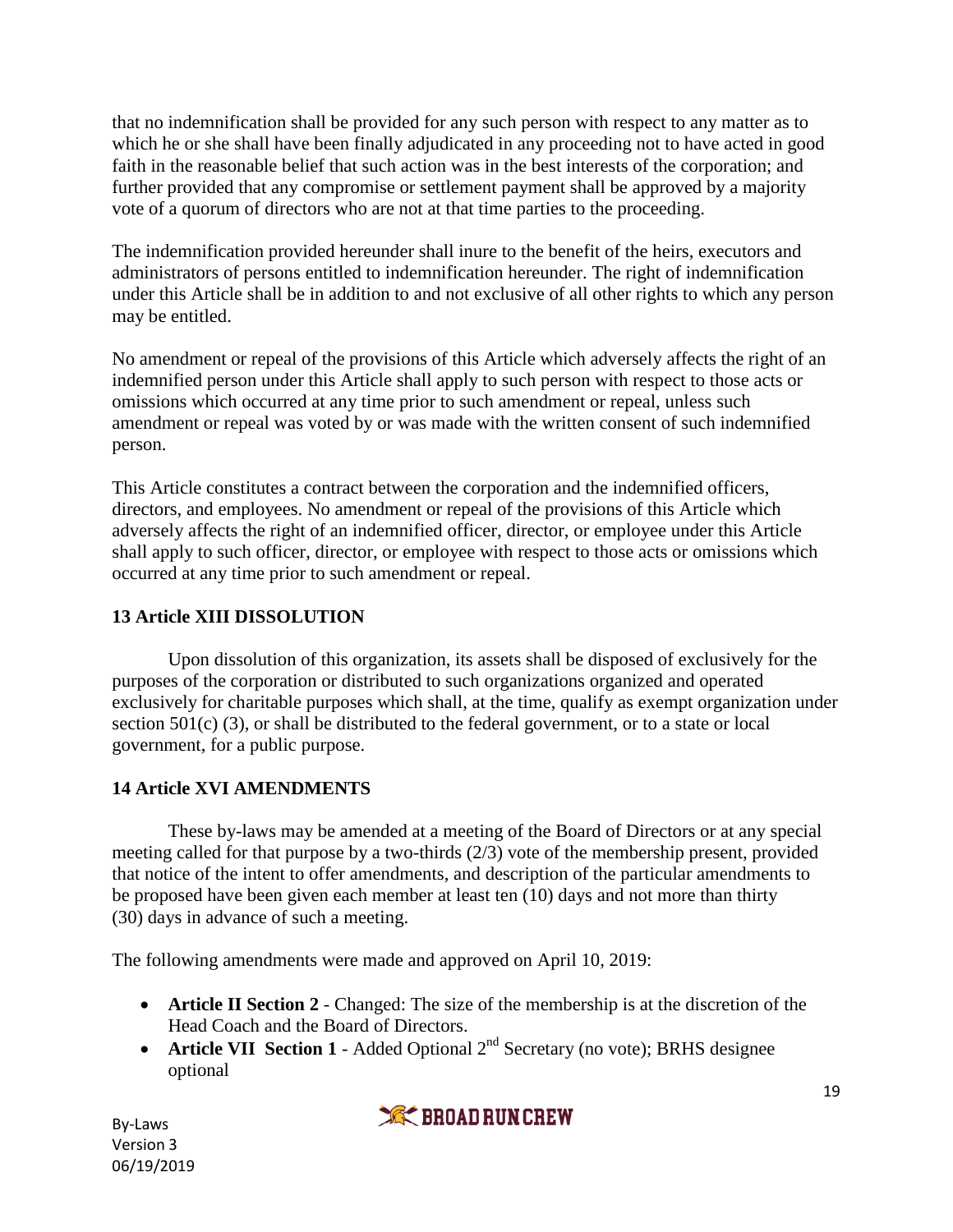that no indemnification shall be provided for any such person with respect to any matter as to which he or she shall have been finally adjudicated in any proceeding not to have acted in good faith in the reasonable belief that such action was in the best interests of the corporation; and further provided that any compromise or settlement payment shall be approved by a majority vote of a quorum of directors who are not at that time parties to the proceeding.

The indemnification provided hereunder shall inure to the benefit of the heirs, executors and administrators of persons entitled to indemnification hereunder. The right of indemnification under this Article shall be in addition to and not exclusive of all other rights to which any person may be entitled.

No amendment or repeal of the provisions of this Article which adversely affects the right of an indemnified person under this Article shall apply to such person with respect to those acts or omissions which occurred at any time prior to such amendment or repeal, unless such amendment or repeal was voted by or was made with the written consent of such indemnified person.

This Article constitutes a contract between the corporation and the indemnified officers, directors, and employees. No amendment or repeal of the provisions of this Article which adversely affects the right of an indemnified officer, director, or employee under this Article shall apply to such officer, director, or employee with respect to those acts or omissions which occurred at any time prior to such amendment or repeal.

### 13 Article XIII DISSOLUTION

Upon dissolution of this organization, its assets shall be disposed of exclusively for the purposes of the corporation or distributed to such organizations organized and operated exclusively for charitable purposes which shall, at the time, qualify as exempt organization under section 501(c) (3), or shall be distributed to the federal government, or to a state or local government, for a public purpose.

### 14 Article XVI AMENDMENTS

These by-laws may be amended at a meeting of the Board of Directors or at any special meeting called for that purpose by a two-thirds (2/3) vote of the membership present, provided that notice of the intent to offer amendments, and description of the particular amendments to be proposed have been given each member at least ten (10) days and not more than thirty (30) days in advance of such a meeting.

The following amendments were made and approved on April 10, 2019:

- **Article II Section 2** - Changed: The size of the membership is at the discretion of the Head Coach and the Board of Directors.
- **Article VII Section 1** - Added Optional 2nd Secretary (no vote); BRHS designee optional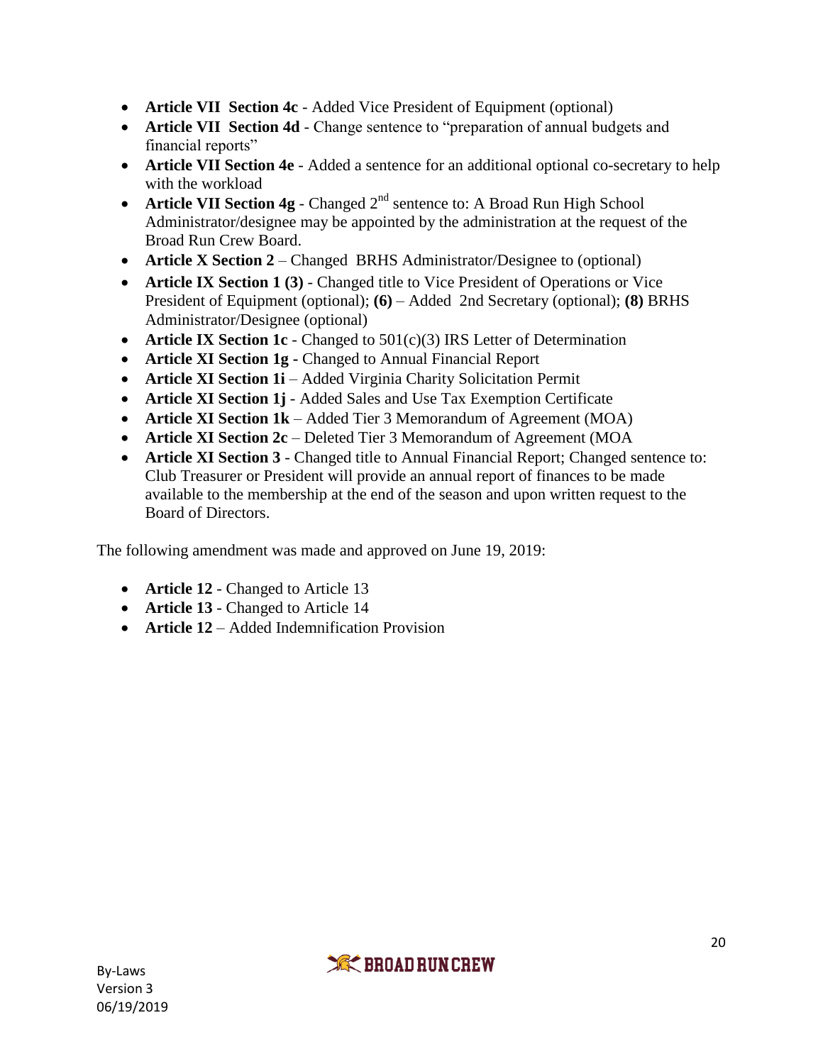- **Article VII Section 4c** - Added Vice President of Equipment (optional)
- **Article VII Section 4d** - Change sentence to "preparation of annual budgets and financial reports"
- **Article VII Section 4e** - Added a sentence for an additional optional co-secretary to help with the workload
- **Article VII Section 4g** - Changed 2nd sentence to: A Broad Run High School Administrator/designee may be appointed by the administration at the request of the Broad Run Crew Board.
- **Article X Section 2** – Changed BRHS Administrator/Designee to (optional)
- **Article IX Section 1 (3)** - Changed title to Vice President of Operations or Vice President of Equipment (optional); **(6)** – Added 2nd Secretary (optional); **(8)** BRHS Administrator/Designee (optional)
- **Article IX Section 1c** - Changed to 501(c)(3) IRS Letter of Determination
- **Article XI Section 1g -** Changed to Annual Financial Report
- **Article XI Section 1i** – Added Virginia Charity Solicitation Permit
- **Article XI Section 1j** - Added Sales and Use Tax Exemption Certificate
- **Article XI Section 1k** – Added Tier 3 Memorandum of Agreement (MOA)
- **Article XI Section 2c** – Deleted Tier 3 Memorandum of Agreement (MOA
- **Article XI Section 3** - Changed title to Annual Financial Report; Changed sentence to: Club Treasurer or President will provide an annual report of finances to be made available to the membership at the end of the season and upon written request to the Board of Directors.

The following amendment was made and approved on June 19, 2019:

- **Article 12** - Changed to Article 13
- **Article 13** - Changed to Article 14
- **Article 12** – Added Indemnification Provision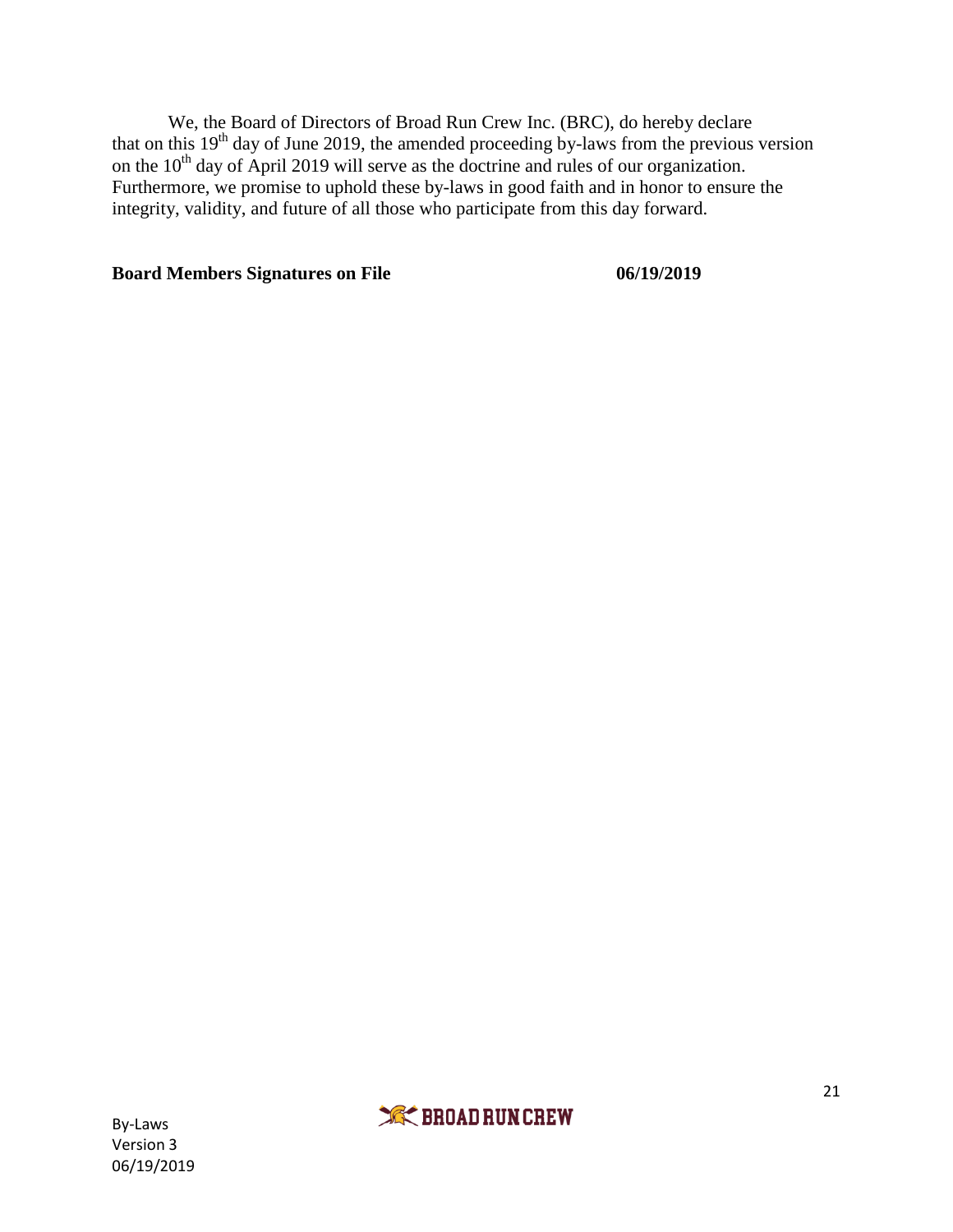We, the Board of Directors of Broad Run Crew Inc. (BRC), do hereby declare that on this 19th day of June 2019, the amended proceeding by-laws from the previous version on the 10th day of April 2019 will serve as the doctrine and rules of our organization. Furthermore, we promise to uphold these by-laws in good faith and in honor to ensure the integrity, validity, and future of all those who participate from this day forward.

**Board Members Signatures on File** **06/19/2019**